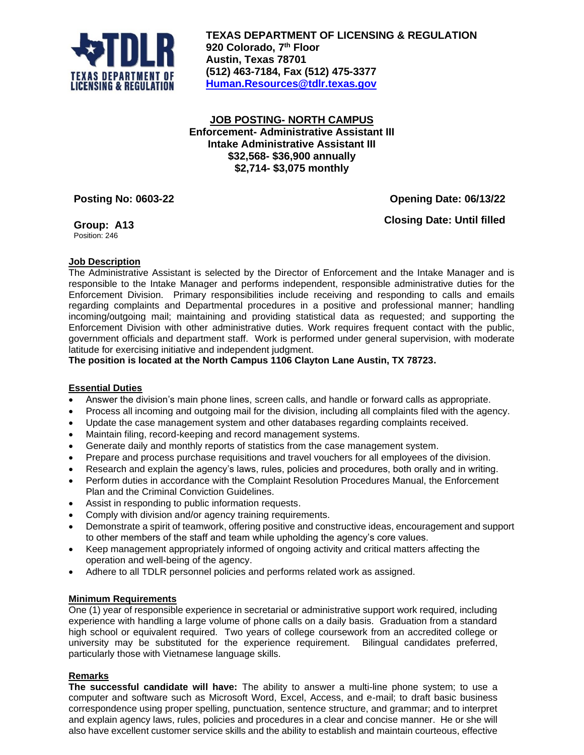**TEXAS DEPARTMENT OF LICENSING & REGULATION**
**920 Colorado, 7th Floor**
**Austin, Texas 78701**
**(512) 463-7184, Fax (512) 475-3377**
**Human.Resources@tdlr.texas.gov**

## JOB POSTING- NORTH CAMPUS

**Enforcement- Administrative Assistant III**
**Intake Administrative Assistant III**
**$32,568- $36,900 annually**
**$2,714- $3,075 monthly**

**Posting No: 0603-22** **Opening Date: 06/13/22**

**Group: A13** **Closing Date: Until filled**
Position: 246

### Job Description

The Administrative Assistant is selected by the Director of Enforcement and the Intake Manager and is responsible to the Intake Manager and performs independent, responsible administrative duties for the Enforcement Division. Primary responsibilities include receiving and responding to calls and emails regarding complaints and Departmental procedures in a positive and professional manner; handling incoming/outgoing mail; maintaining and providing statistical data as requested; and supporting the Enforcement Division with other administrative duties. Work requires frequent contact with the public, government officials and department staff. Work is performed under general supervision, with moderate latitude for exercising initiative and independent judgment.

**The position is located at the North Campus 1106 Clayton Lane Austin, TX 78723.**

### Essential Duties

- Answer the division's main phone lines, screen calls, and handle or forward calls as appropriate.
- Process all incoming and outgoing mail for the division, including all complaints filed with the agency.
- Update the case management system and other databases regarding complaints received.
- Maintain filing, record-keeping and record management systems.
- Generate daily and monthly reports of statistics from the case management system.
- Prepare and process purchase requisitions and travel vouchers for all employees of the division.
- Research and explain the agency's laws, rules, policies and procedures, both orally and in writing.
- Perform duties in accordance with the Complaint Resolution Procedures Manual, the Enforcement Plan and the Criminal Conviction Guidelines.
- Assist in responding to public information requests.
- Comply with division and/or agency training requirements.
- Demonstrate a spirit of teamwork, offering positive and constructive ideas, encouragement and support to other members of the staff and team while upholding the agency's core values.
- Keep management appropriately informed of ongoing activity and critical matters affecting the operation and well-being of the agency.
- Adhere to all TDLR personnel policies and performs related work as assigned.

### Minimum Requirements

One (1) year of responsible experience in secretarial or administrative support work required, including experience with handling a large volume of phone calls on a daily basis. Graduation from a standard high school or equivalent required. Two years of college coursework from an accredited college or university may be substituted for the experience requirement. Bilingual candidates preferred, particularly those with Vietnamese language skills.

### Remarks

**The successful candidate will have:** The ability to answer a multi-line phone system; to use a computer and software such as Microsoft Word, Excel, Access, and e-mail; to draft basic business correspondence using proper spelling, punctuation, sentence structure, and grammar; and to interpret and explain agency laws, rules, policies and procedures in a clear and concise manner. He or she will also have excellent customer service skills and the ability to establish and maintain courteous, effective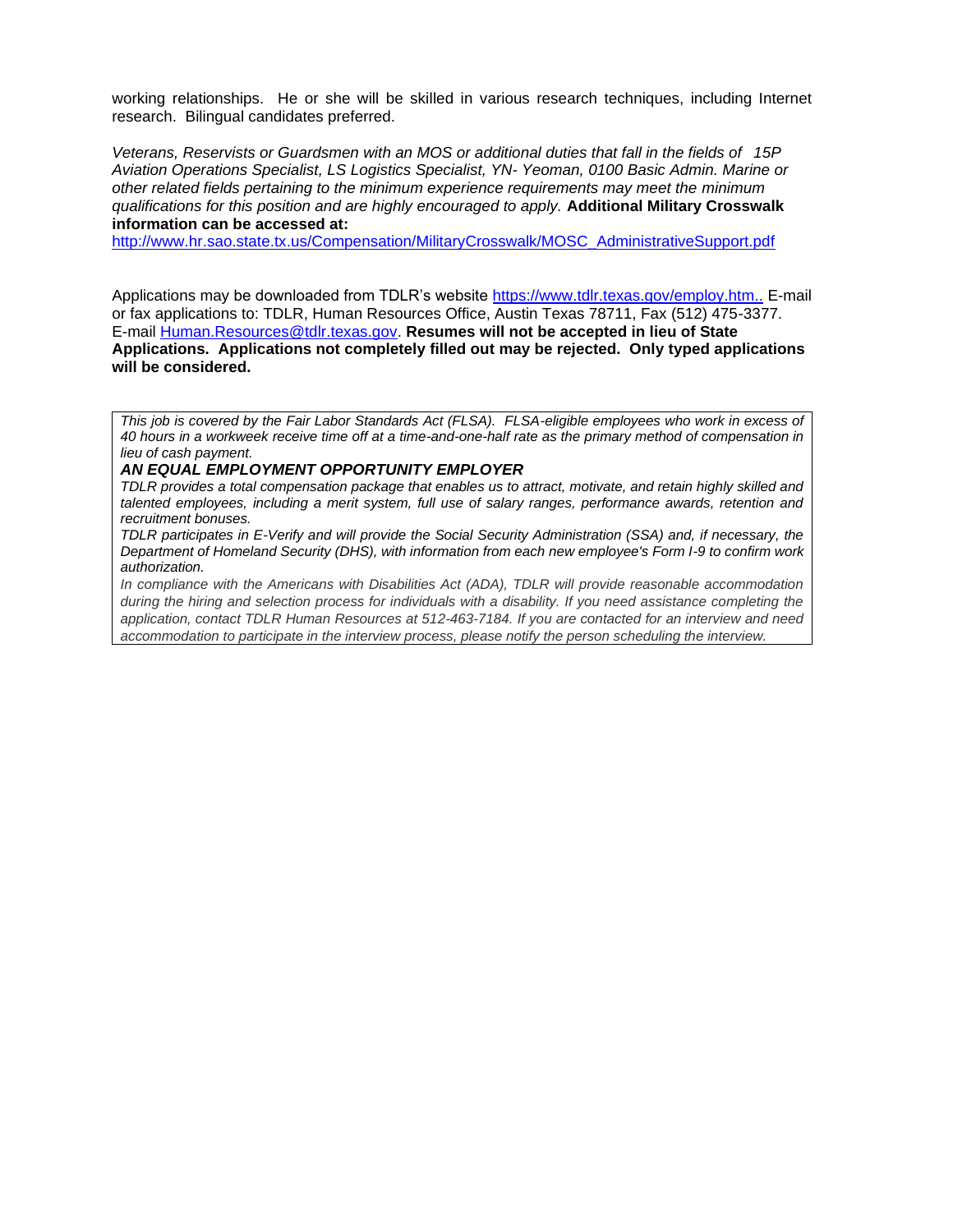working relationships. He or she will be skilled in various research techniques, including Internet research. Bilingual candidates preferred.

*Veterans, Reservists or Guardsmen with an MOS or additional duties that fall in the fields of 15P Aviation Operations Specialist, LS Logistics Specialist, YN- Yeoman, 0100 Basic Admin. Marine or other related fields pertaining to the minimum experience requirements may meet the minimum qualifications for this position and are highly encouraged to apply.* **Additional Military Crosswalk information can be accessed at:**
http://www.hr.sao.state.tx.us/Compensation/MilitaryCrosswalk/MOSC_AdministrativeSupport.pdf

Applications may be downloaded from TDLR's website https://www.tdlr.texas.gov/employ.htm.. E-mail or fax applications to: TDLR, Human Resources Office, Austin Texas 78711, Fax (512) 475-3377. E-mail Human.Resources@tdlr.texas.gov. **Resumes will not be accepted in lieu of State Applications. Applications not completely filled out may be rejected. Only typed applications will be considered.**

*This job is covered by the Fair Labor Standards Act (FLSA). FLSA-eligible employees who work in excess of 40 hours in a workweek receive time off at a time-and-one-half rate as the primary method of compensation in lieu of cash payment.*

***AN EQUAL EMPLOYMENT OPPORTUNITY EMPLOYER***

*TDLR provides a total compensation package that enables us to attract, motivate, and retain highly skilled and talented employees, including a merit system, full use of salary ranges, performance awards, retention and recruitment bonuses.*

*TDLR participates in E-Verify and will provide the Social Security Administration (SSA) and, if necessary, the Department of Homeland Security (DHS), with information from each new employee's Form I-9 to confirm work authorization.*

*In compliance with the Americans with Disabilities Act (ADA), TDLR will provide reasonable accommodation during the hiring and selection process for individuals with a disability. If you need assistance completing the application, contact TDLR Human Resources at 512-463-7184. If you are contacted for an interview and need accommodation to participate in the interview process, please notify the person scheduling the interview.*